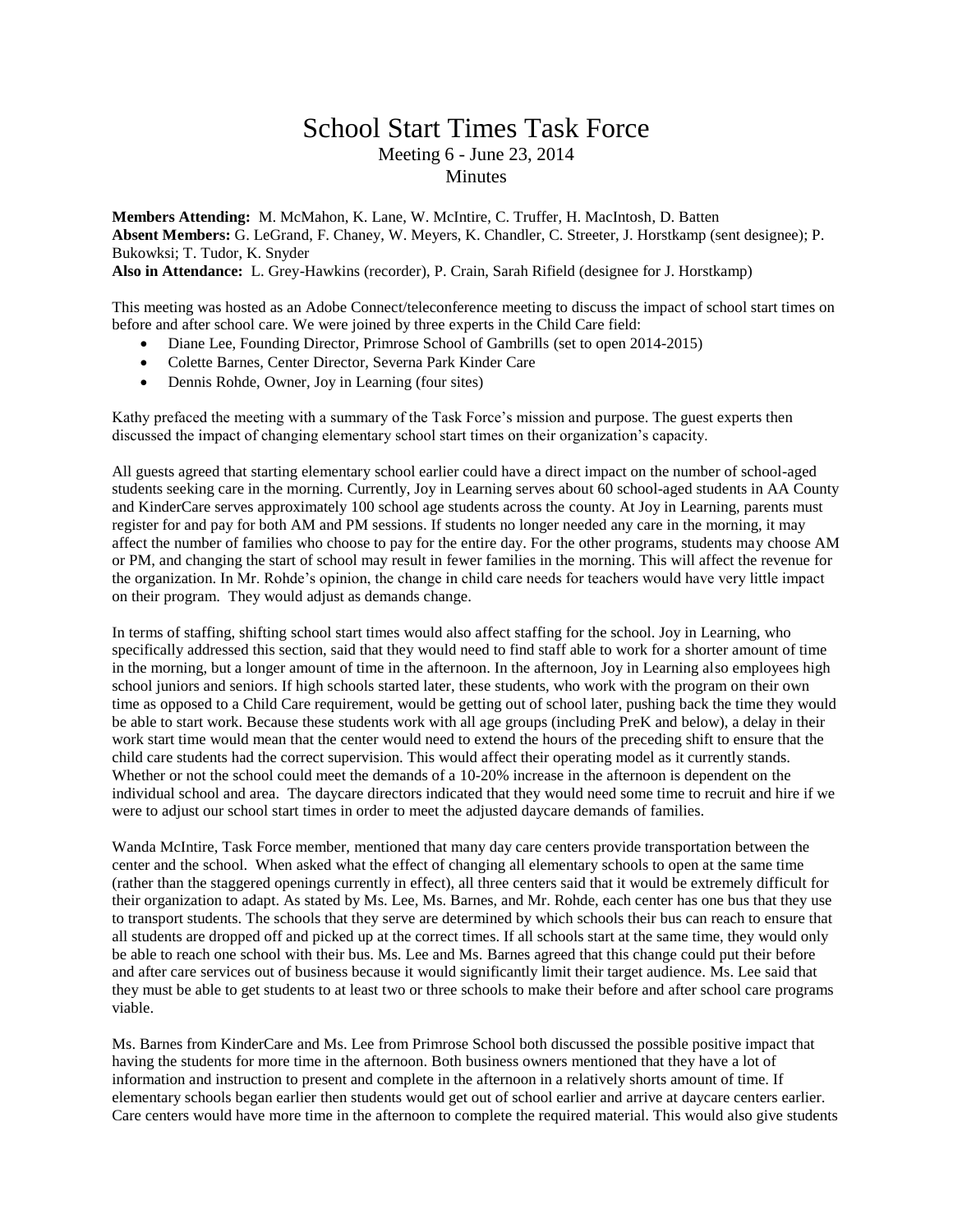# School Start Times Task Force

Meeting 6 - June 23, 2014

Minutes

**Members Attending:** M. McMahon, K. Lane, W. McIntire, C. Truffer, H. MacIntosh, D. Batten
**Absent Members:** G. LeGrand, F. Chaney, W. Meyers, K. Chandler, C. Streeter, J. Horstkamp (sent designee); P. Bukowksi; T. Tudor, K. Snyder
**Also in Attendance:** L. Grey-Hawkins (recorder), P. Crain, Sarah Rifield (designee for J. Horstkamp)

This meeting was hosted as an Adobe Connect/teleconference meeting to discuss the impact of school start times on before and after school care. We were joined by three experts in the Child Care field:

- Diane Lee, Founding Director, Primrose School of Gambrills (set to open 2014-2015)
- Colette Barnes, Center Director, Severna Park Kinder Care
- Dennis Rohde, Owner, Joy in Learning (four sites)

Kathy prefaced the meeting with a summary of the Task Force's mission and purpose. The guest experts then discussed the impact of changing elementary school start times on their organization's capacity.

All guests agreed that starting elementary school earlier could have a direct impact on the number of school-aged students seeking care in the morning. Currently, Joy in Learning serves about 60 school-aged students in AA County and KinderCare serves approximately 100 school age students across the county. At Joy in Learning, parents must register for and pay for both AM and PM sessions. If students no longer needed any care in the morning, it may affect the number of families who choose to pay for the entire day. For the other programs, students may choose AM or PM, and changing the start of school may result in fewer families in the morning. This will affect the revenue for the organization. In Mr. Rohde's opinion, the change in child care needs for teachers would have very little impact on their program. They would adjust as demands change.

In terms of staffing, shifting school start times would also affect staffing for the school. Joy in Learning, who specifically addressed this section, said that they would need to find staff able to work for a shorter amount of time in the morning, but a longer amount of time in the afternoon. In the afternoon, Joy in Learning also employees high school juniors and seniors. If high schools started later, these students, who work with the program on their own time as opposed to a Child Care requirement, would be getting out of school later, pushing back the time they would be able to start work. Because these students work with all age groups (including PreK and below), a delay in their work start time would mean that the center would need to extend the hours of the preceding shift to ensure that the child care students had the correct supervision. This would affect their operating model as it currently stands. Whether or not the school could meet the demands of a 10-20% increase in the afternoon is dependent on the individual school and area. The daycare directors indicated that they would need some time to recruit and hire if we were to adjust our school start times in order to meet the adjusted daycare demands of families.

Wanda McIntire, Task Force member, mentioned that many day care centers provide transportation between the center and the school. When asked what the effect of changing all elementary schools to open at the same time (rather than the staggered openings currently in effect), all three centers said that it would be extremely difficult for their organization to adapt. As stated by Ms. Lee, Ms. Barnes, and Mr. Rohde, each center has one bus that they use to transport students. The schools that they serve are determined by which schools their bus can reach to ensure that all students are dropped off and picked up at the correct times. If all schools start at the same time, they would only be able to reach one school with their bus. Ms. Lee and Ms. Barnes agreed that this change could put their before and after care services out of business because it would significantly limit their target audience. Ms. Lee said that they must be able to get students to at least two or three schools to make their before and after school care programs viable.

Ms. Barnes from KinderCare and Ms. Lee from Primrose School both discussed the possible positive impact that having the students for more time in the afternoon. Both business owners mentioned that they have a lot of information and instruction to present and complete in the afternoon in a relatively shorts amount of time. If elementary schools began earlier then students would get out of school earlier and arrive at daycare centers earlier. Care centers would have more time in the afternoon to complete the required material. This would also give students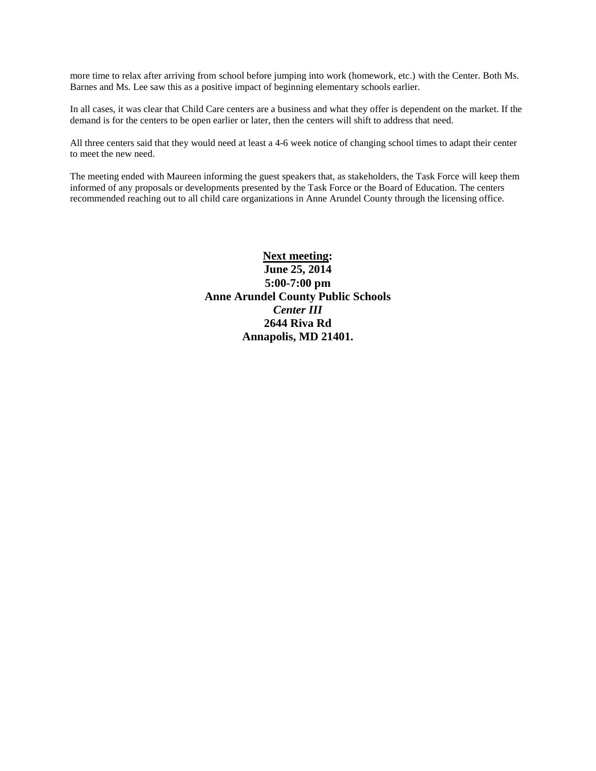more time to relax after arriving from school before jumping into work (homework, etc.) with the Center. Both Ms. Barnes and Ms. Lee saw this as a positive impact of beginning elementary schools earlier.

In all cases, it was clear that Child Care centers are a business and what they offer is dependent on the market. If the demand is for the centers to be open earlier or later, then the centers will shift to address that need.

All three centers said that they would need at least a 4-6 week notice of changing school times to adapt their center to meet the new need.

The meeting ended with Maureen informing the guest speakers that, as stakeholders, the Task Force will keep them informed of any proposals or developments presented by the Task Force or the Board of Education. The centers recommended reaching out to all child care organizations in Anne Arundel County through the licensing office.

**Next meeting:**
**June 25, 2014**
**5:00-7:00 pm**
**Anne Arundel County Public Schools**
***Center III***
**2644 Riva Rd**
**Annapolis, MD 21401.**